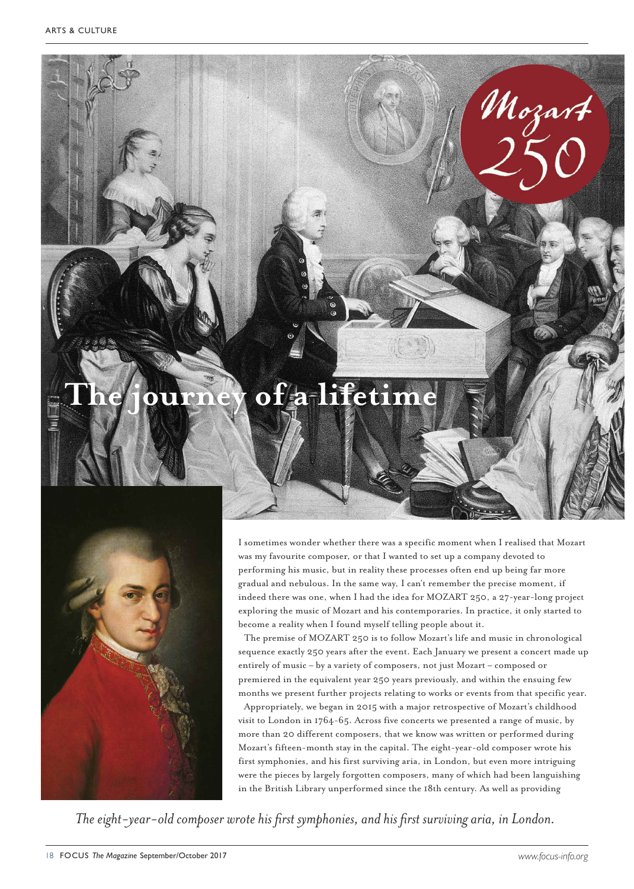Mozart 250

# The journey of a lifetime

I sometimes wonder whether there was a specific moment when I realised that Mozart was my favourite composer, or that I wanted to set up a company devoted to performing his music, but in reality these processes often end up being far more gradual and nebulous. In the same way, I can't remember the precise moment, if indeed there was one, when I had the idea for MOZART 250, a 27-year-long project exploring the music of Mozart and his contemporaries. In practice, it only started to become a reality when I found myself telling people about it.

The premise of MOZART 250 is to follow Mozart's life and music in chronological sequence exactly 250 years after the event. Each January we present a concert made up entirely of music – by a variety of composers, not just Mozart – composed or premiered in the equivalent year 250 years previously, and within the ensuing few months we present further projects relating to works or events from that specific year.

Appropriately, we began in 2015 with a major retrospective of Mozart's childhood visit to London in 1764-65. Across five concerts we presented a range of music, by more than 20 different composers, that we know was written or performed during Mozart's fifteen-month stay in the capital. The eight-year-old composer wrote his first symphonies, and his first surviving aria, in London, but even more intriguing were the pieces by largely forgotten composers, many of which had been languishing in the British Library unperformed since the 18th century. As well as providing

*The eight-year-old composer wrote his first symphonies, and his first surviving aria, in London.*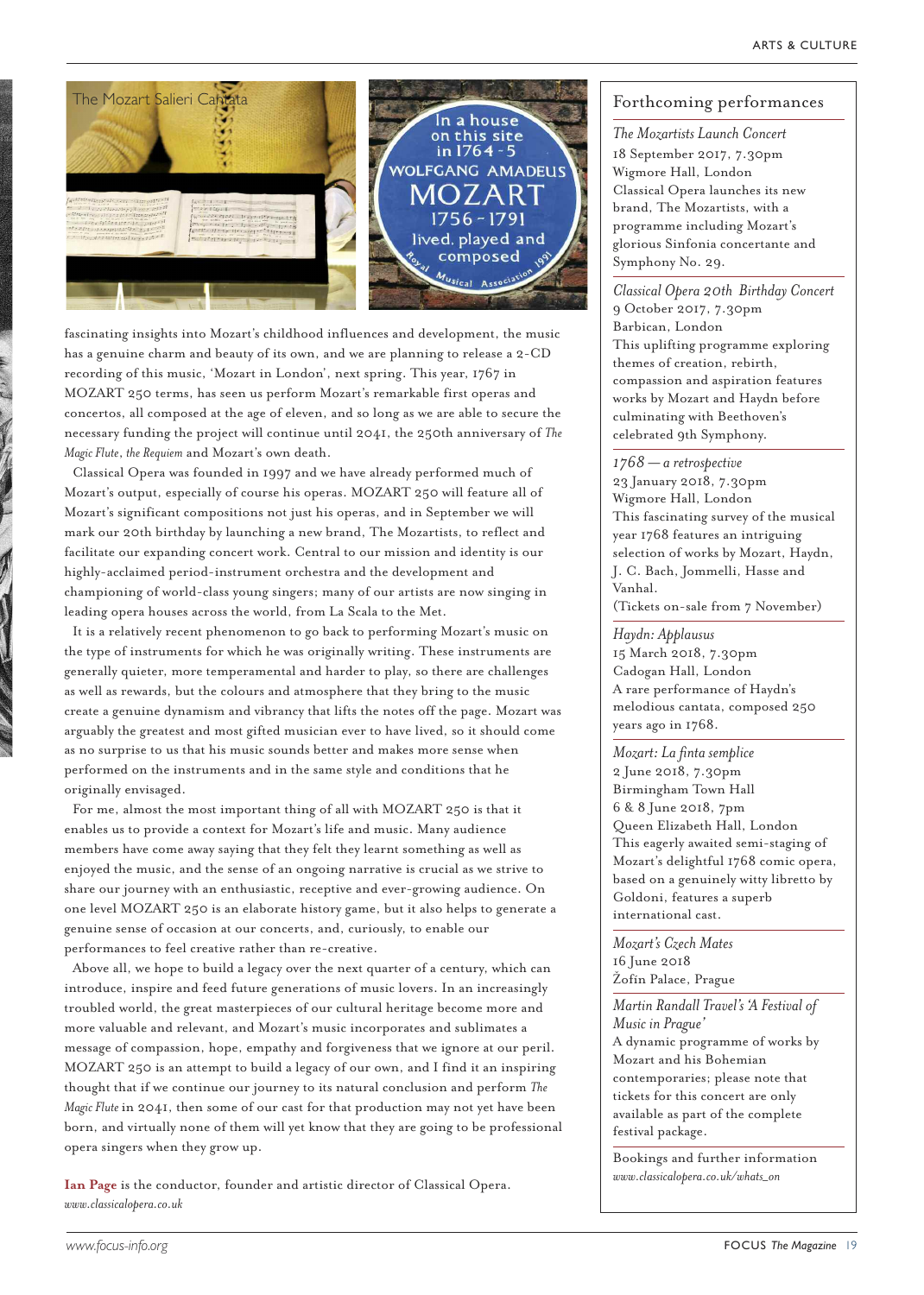The Mozart Salieri Cantata

In a house on this site in 1764 - 5 WOLFGANG AMADEUS MOZART 1756 - 1791 lived, played and composed

Royal Musical Association 1991

fascinating insights into Mozart's childhood influences and development, the music has a genuine charm and beauty of its own, and we are planning to release a 2-CD recording of this music, 'Mozart in London', next spring. This year, 1767 in MOZART 250 terms, has seen us perform Mozart's remarkable first operas and concertos, all composed at the age of eleven, and so long as we are able to secure the necessary funding the project will continue until 2041, the 250th anniversary of *The Magic Flute*, *the Requiem* and Mozart's own death.

Classical Opera was founded in 1997 and we have already performed much of Mozart's output, especially of course his operas. MOZART 250 will feature all of Mozart's significant compositions not just his operas, and in September we will mark our 20th birthday by launching a new brand, The Mozartists, to reflect and facilitate our expanding concert work. Central to our mission and identity is our highly-acclaimed period-instrument orchestra and the development and championing of world-class young singers; many of our artists are now singing in leading opera houses across the world, from La Scala to the Met.

It is a relatively recent phenomenon to go back to performing Mozart's music on the type of instruments for which he was originally writing. These instruments are generally quieter, more temperamental and harder to play, so there are challenges as well as rewards, but the colours and atmosphere that they bring to the music create a genuine dynamism and vibrancy that lifts the notes off the page. Mozart was arguably the greatest and most gifted musician ever to have lived, so it should come as no surprise to us that his music sounds better and makes more sense when performed on the instruments and in the same style and conditions that he originally envisaged.

For me, almost the most important thing of all with MOZART 250 is that it enables us to provide a context for Mozart's life and music. Many audience members have come away saying that they felt they learnt something as well as enjoyed the music, and the sense of an ongoing narrative is crucial as we strive to share our journey with an enthusiastic, receptive and ever-growing audience. On one level MOZART 250 is an elaborate history game, but it also helps to generate a genuine sense of occasion at our concerts, and, curiously, to enable our performances to feel creative rather than re-creative.

Above all, we hope to build a legacy over the next quarter of a century, which can introduce, inspire and feed future generations of music lovers. In an increasingly troubled world, the great masterpieces of our cultural heritage become more and more valuable and relevant, and Mozart's music incorporates and sublimates a message of compassion, hope, empathy and forgiveness that we ignore at our peril. MOZART 250 is an attempt to build a legacy of our own, and I find it an inspiring thought that if we continue our journey to its natural conclusion and perform *The Magic Flute* in 2041, then some of our cast for that production may not yet have been born, and virtually none of them will yet know that they are going to be professional opera singers when they grow up.

**Ian Page** is the conductor, founder and artistic director of Classical Opera.
*www.classicalopera.co.uk*

## Forthcoming performances

*The Mozartists Launch Concert*
18 September 2017, 7.30pm
Wigmore Hall, London
Classical Opera launches its new brand, The Mozartists, with a programme including Mozart's glorious Sinfonia concertante and Symphony No. 29.

*Classical Opera 20th Birthday Concert*
9 October 2017, 7.30pm
Barbican, London
This uplifting programme exploring themes of creation, rebirth, compassion and aspiration features works by Mozart and Haydn before culminating with Beethoven's celebrated 9th Symphony.

*1768 — a retrospective*
23 January 2018, 7.30pm
Wigmore Hall, London
This fascinating survey of the musical year 1768 features an intriguing selection of works by Mozart, Haydn, J. C. Bach, Jommelli, Hasse and Vanhal.
(Tickets on-sale from 7 November)

*Haydn: Applausus*
15 March 2018, 7.30pm
Cadogan Hall, London
A rare performance of Haydn's melodious cantata, composed 250 years ago in 1768.

*Mozart: La finta semplice*
2 June 2018, 7.30pm
Birmingham Town Hall
6 & 8 June 2018, 7pm
Queen Elizabeth Hall, London
This eagerly awaited semi-staging of Mozart's delightful 1768 comic opera, based on a genuinely witty libretto by Goldoni, features a superb international cast.

*Mozart's Czech Mates*
16 June 2018
Žofín Palace, Prague

*Martin Randall Travel's 'A Festival of Music in Prague'*
A dynamic programme of works by Mozart and his Bohemian contemporaries; please note that tickets for this concert are only available as part of the complete festival package.

Bookings and further information
*www.classicalopera.co.uk/whats_on*